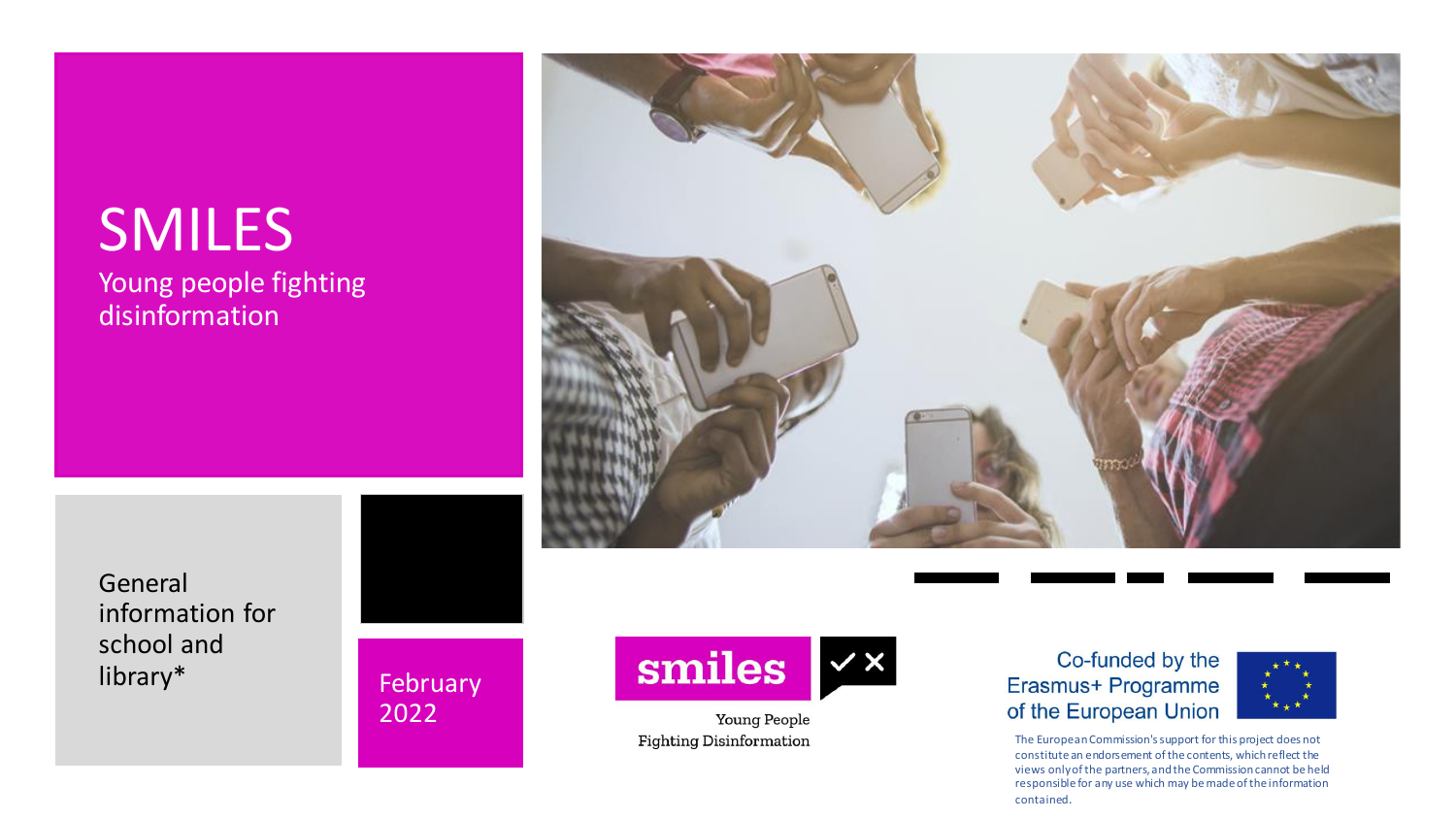# SMILES

## Young people fighting disinformation

General information for school and library*

February 2022

smiles

Young People Fighting Disinformation

Co-funded by the Erasmus+ Programme of the European Union

The European Commission's support for this project does not constitute an endorsement of the contents, which reflect the views only of the partners, and the Commission cannot be held responsible for any use which may be made of the information contained.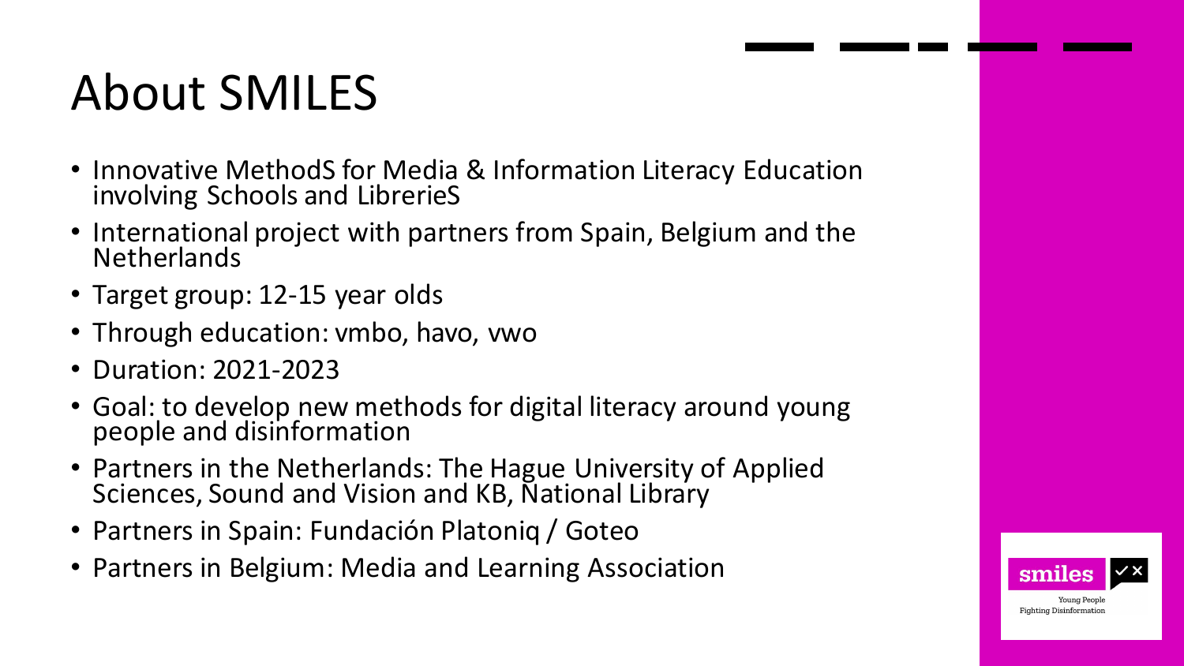# About SMILES

- Innovative MethodS for Media & Information Literacy Education involving Schools and LibrerieS
- International project with partners from Spain, Belgium and the Netherlands
- Target group: 12-15 year olds
- Through education: vmbo, havo, vwo
- Duration: 2021-2023
- Goal: to develop new methods for digital literacy around young people and disinformation
- Partners in the Netherlands: The Hague University of Applied Sciences, Sound and Vision and KB, National Library
- Partners in Spain: Fundación Platoniq / Goteo
- Partners in Belgium: Media and Learning Association

smiles

Young People Fighting Disinformation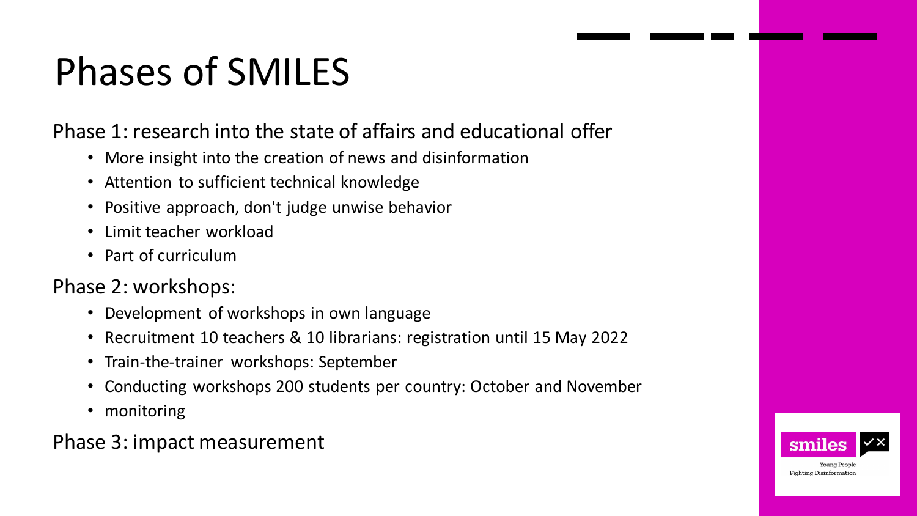# Phases of SMILES

Phase 1: research into the state of affairs and educational offer

- More insight into the creation of news and disinformation
- Attention to sufficient technical knowledge
- Positive approach, don't judge unwise behavior
- Limit teacher workload
- Part of curriculum

Phase 2: workshops:

- Development of workshops in own language
- Recruitment 10 teachers & 10 librarians: registration until 15 May 2022
- Train-the-trainer workshops: September
- Conducting workshops 200 students per country: October and November
- monitoring

Phase 3: impact measurement

smiles

Young People Fighting Disinformation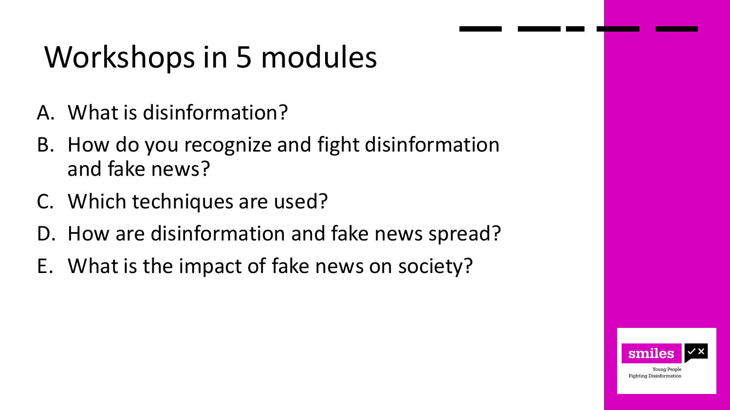# Workshops in 5 modules

A. What is disinformation?

B. How do you recognize and fight disinformation and fake news?

C. Which techniques are used?

D. How are disinformation and fake news spread?

E. What is the impact of fake news on society?

smiles

Young People Fighting Disinformation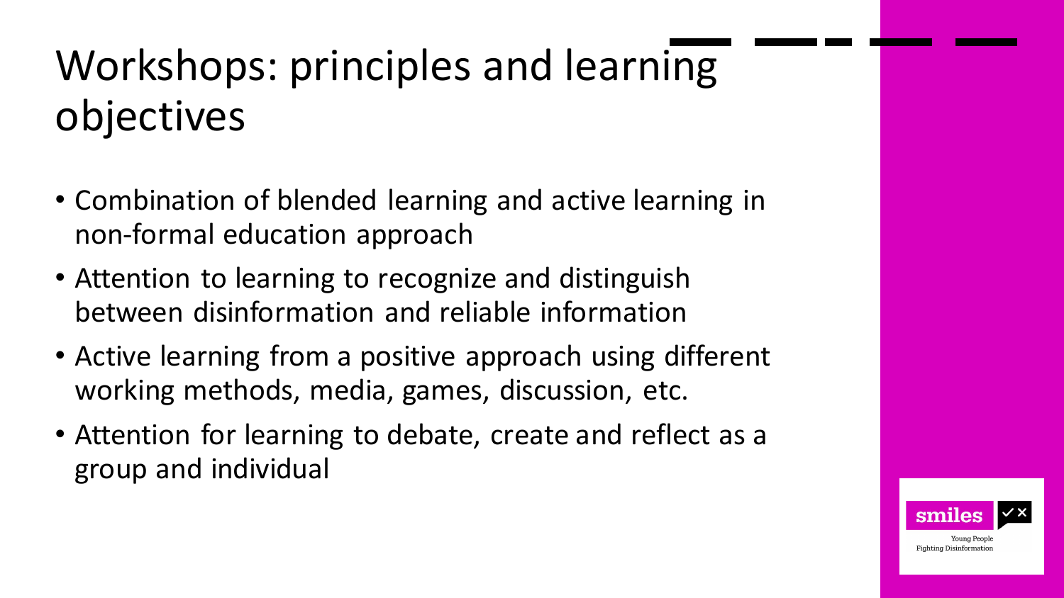# Workshops: principles and learning objectives

- Combination of blended learning and active learning in non-formal education approach
- Attention to learning to recognize and distinguish between disinformation and reliable information
- Active learning from a positive approach using different working methods, media, games, discussion, etc.
- Attention for learning to debate, create and reflect as a group and individual

smiles

Young People Fighting Disinformation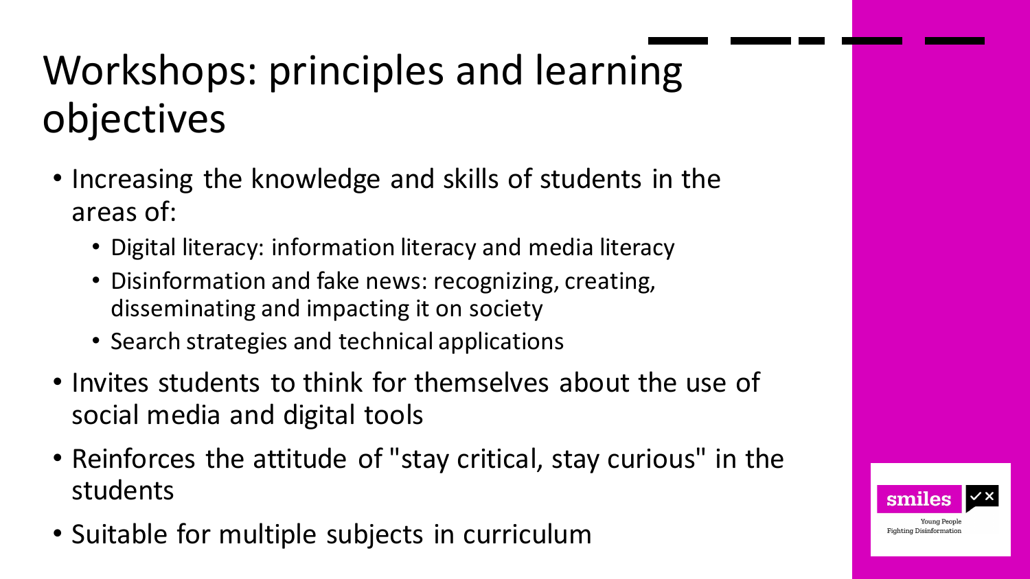# Workshops: principles and learning objectives

- Increasing the knowledge and skills of students in the areas of:
  - Digital literacy: information literacy and media literacy
  - Disinformation and fake news: recognizing, creating, disseminating and impacting it on society
  - Search strategies and technical applications
- Invites students to think for themselves about the use of social media and digital tools
- Reinforces the attitude of "stay critical, stay curious" in the students
- Suitable for multiple subjects in curriculum

smiles

Young People Fighting Disinformation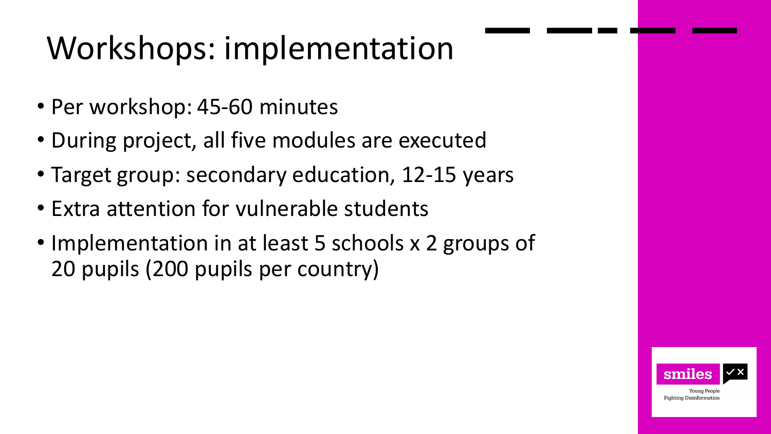# Workshops: implementation

- Per workshop: 45-60 minutes
- During project, all five modules are executed
- Target group: secondary education, 12-15 years
- Extra attention for vulnerable students
- Implementation in at least 5 schools x 2 groups of 20 pupils (200 pupils per country)

smiles
Young People
Fighting Disinformation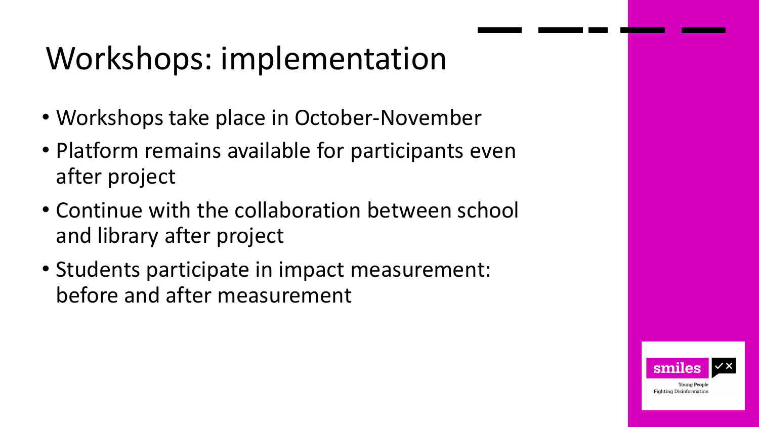# Workshops: implementation

- Workshops take place in October-November
- Platform remains available for participants even after project
- Continue with the collaboration between school and library after project
- Students participate in impact measurement: before and after measurement

smiles

Young People Fighting Disinformation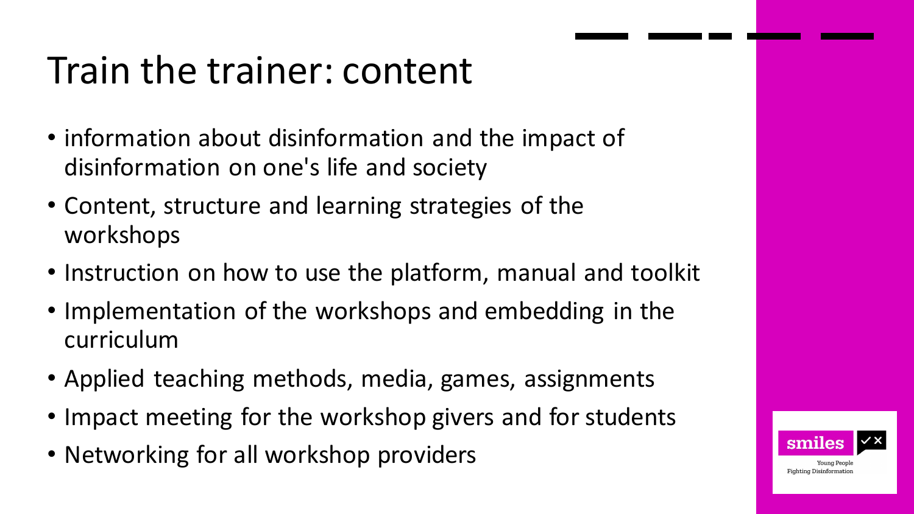# Train the trainer: content

- information about disinformation and the impact of disinformation on one's life and society
- Content, structure and learning strategies of the workshops
- Instruction on how to use the platform, manual and toolkit
- Implementation of the workshops and embedding in the curriculum
- Applied teaching methods, media, games, assignments
- Impact meeting for the workshop givers and for students
- Networking for all workshop providers

smiles

Young People Fighting Disinformation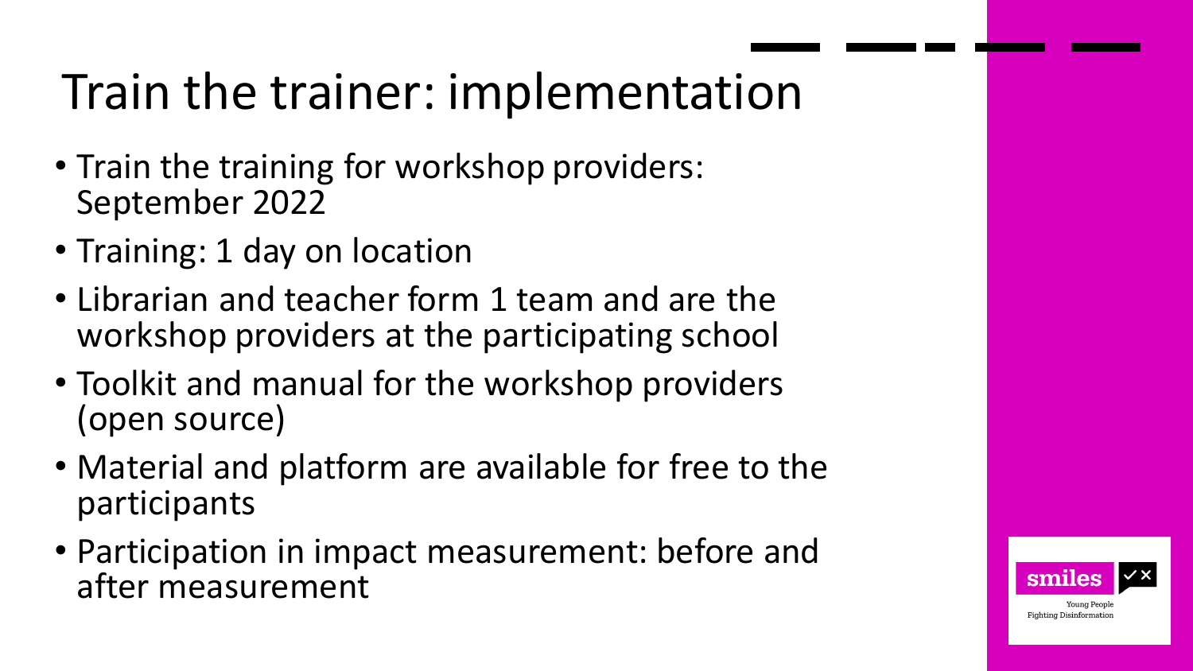# Train the trainer: implementation

- Train the training for workshop providers: September 2022
- Training: 1 day on location
- Librarian and teacher form 1 team and are the workshop providers at the participating school
- Toolkit and manual for the workshop providers (open source)
- Material and platform are available for free to the participants
- Participation in impact measurement: before and after measurement

smiles

Young People Fighting Disinformation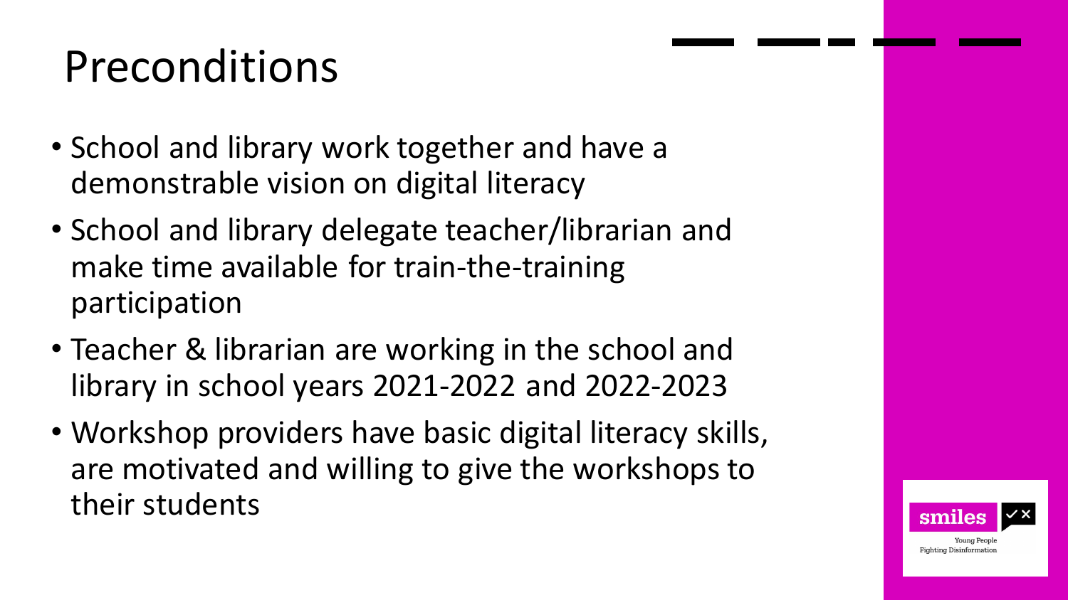# Preconditions

- School and library work together and have a demonstrable vision on digital literacy
- School and library delegate teacher/librarian and make time available for train-the-training participation
- Teacher & librarian are working in the school and library in school years 2021-2022 and 2022-2023
- Workshop providers have basic digital literacy skills, are motivated and willing to give the workshops to their students

smiles

Young People Fighting Disinformation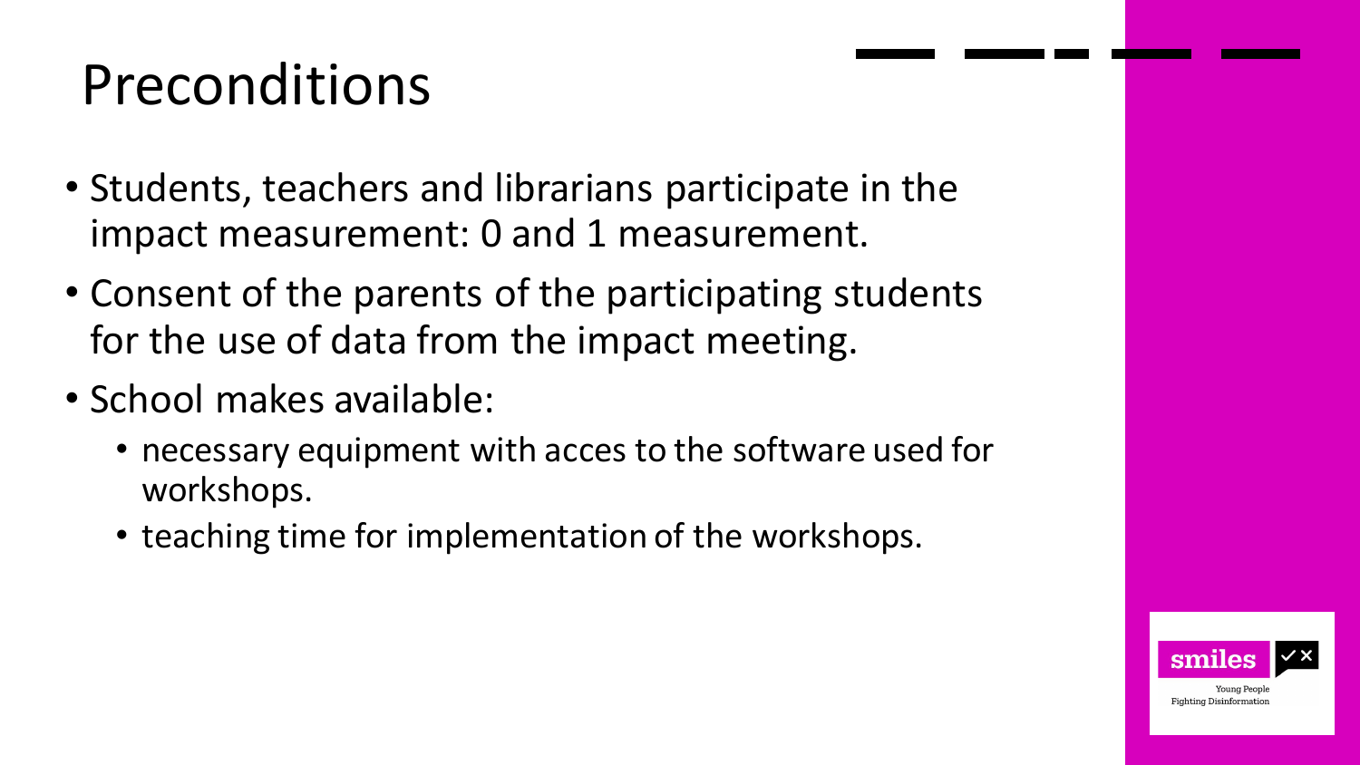# Preconditions

- Students, teachers and librarians participate in the impact measurement: 0 and 1 measurement.
- Consent of the parents of the participating students for the use of data from the impact meeting.
- School makes available:
  - necessary equipment with acces to the software used for workshops.
  - teaching time for implementation of the workshops.

smiles

Young People
Fighting Disinformation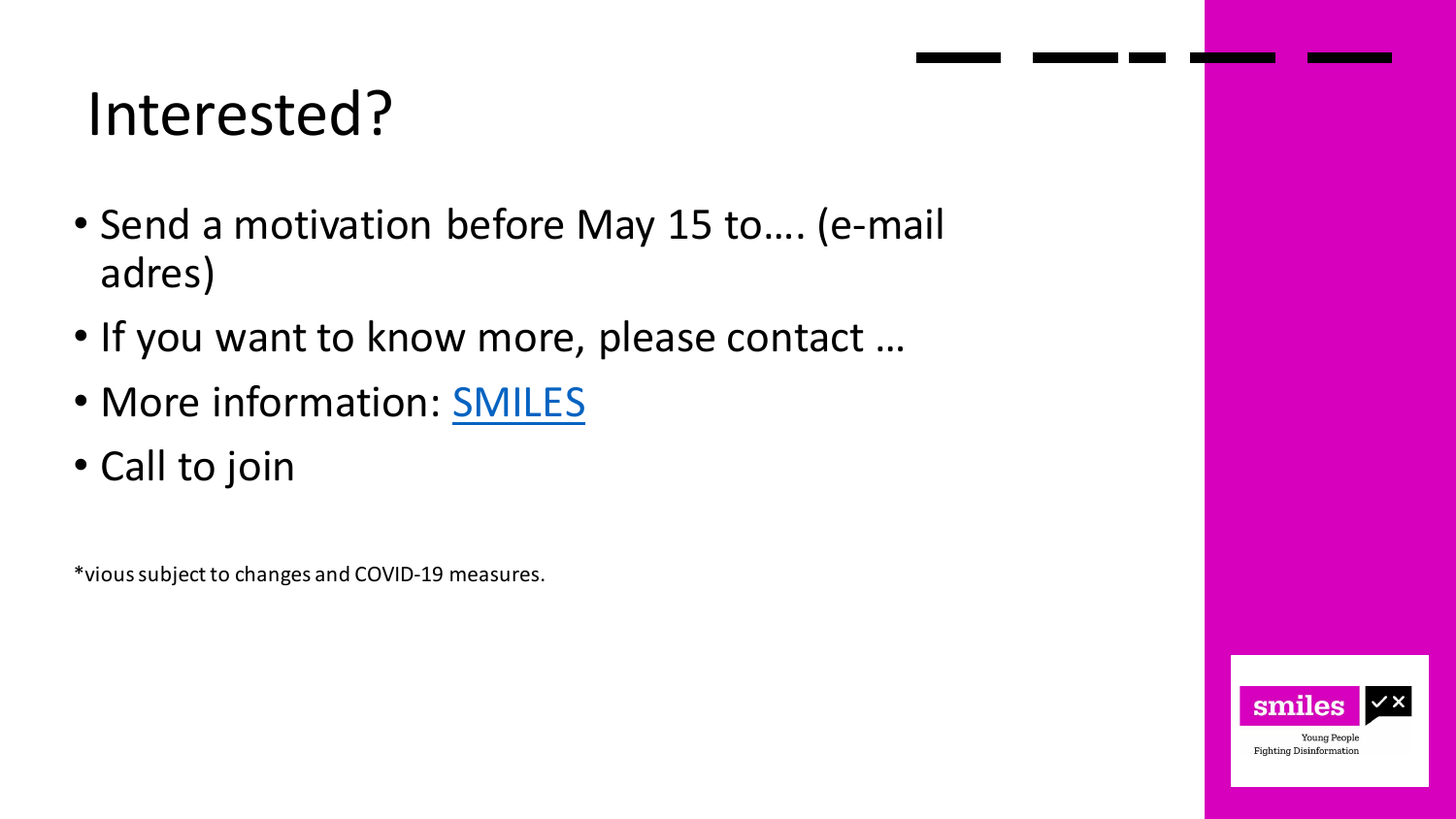# Interested?

- Send a motivation before May 15 to…. (e-mail adres)
- If you want to know more, please contact …
- More information: SMILES
- Call to join

*vious subject to changes and COVID-19 measures.

smiles

Young People Fighting Disinformation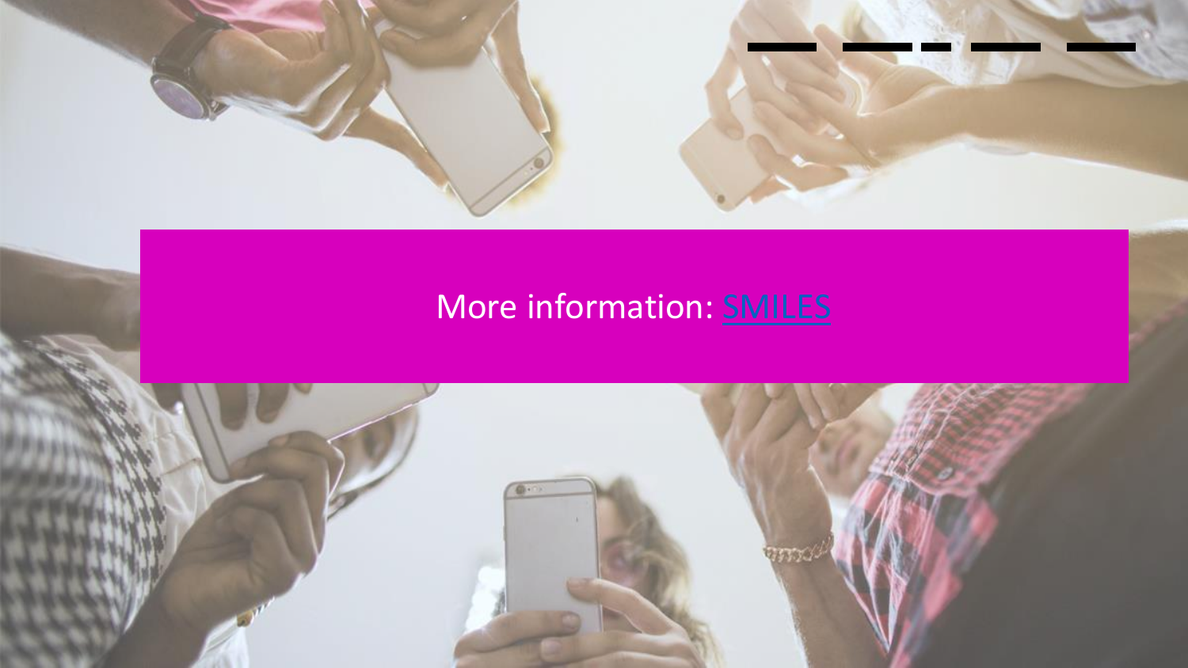More information: SMILES